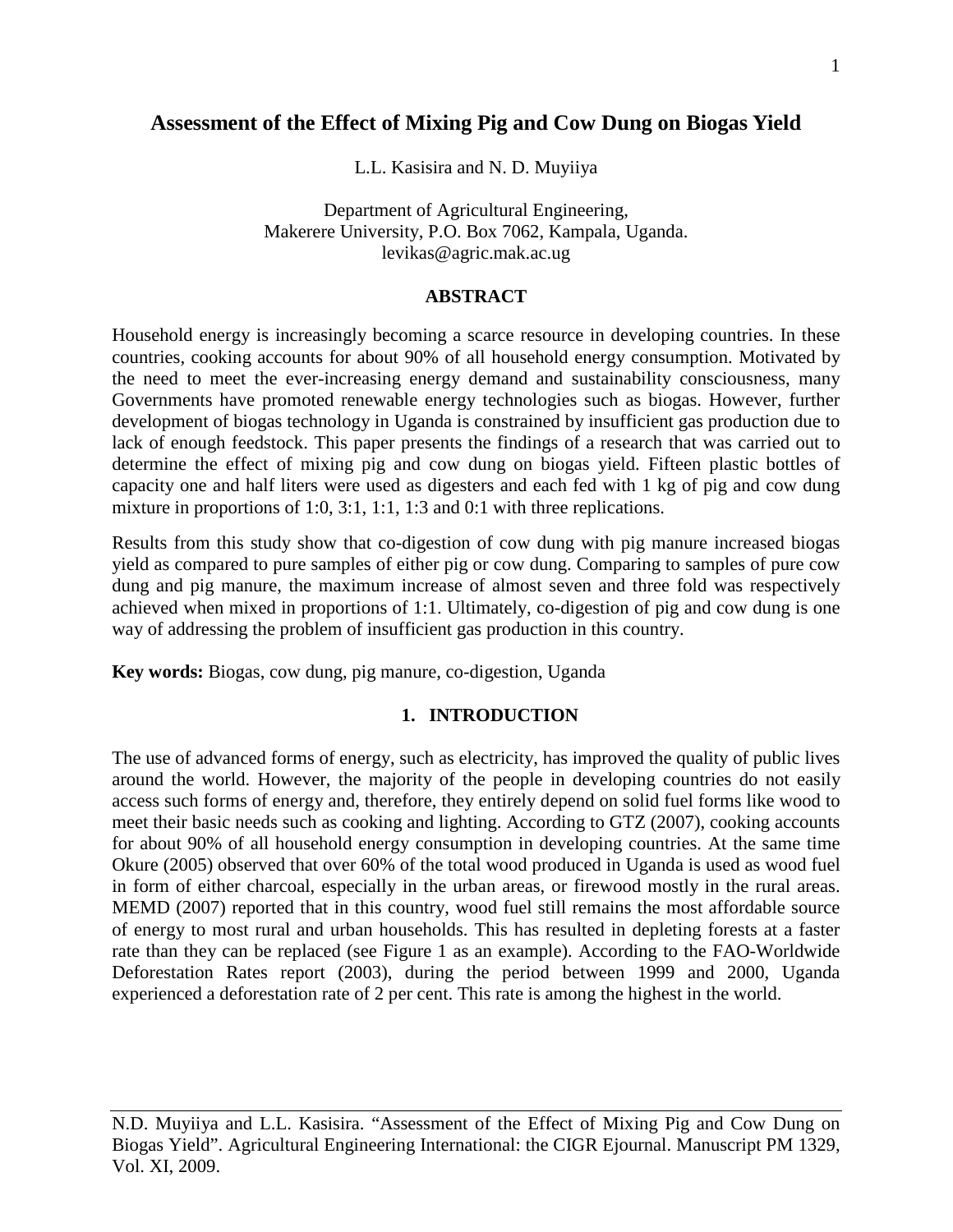# Assessment of the Effect of Mixing Pig and Cow Dung on Biogas Yield

L.L. Kasisira and N. D. Muyiiya

Department of Agricultural Engineering,
Makerere University, P.O. Box 7062, Kampala, Uganda.
levikas@agric.mak.ac.ug

## ABSTRACT

Household energy is increasingly becoming a scarce resource in developing countries. In these countries, cooking accounts for about 90% of all household energy consumption. Motivated by the need to meet the ever-increasing energy demand and sustainability consciousness, many Governments have promoted renewable energy technologies such as biogas. However, further development of biogas technology in Uganda is constrained by insufficient gas production due to lack of enough feedstock. This paper presents the findings of a research that was carried out to determine the effect of mixing pig and cow dung on biogas yield. Fifteen plastic bottles of capacity one and half liters were used as digesters and each fed with 1 kg of pig and cow dung mixture in proportions of 1:0, 3:1, 1:1, 1:3 and 0:1 with three replications.

Results from this study show that co-digestion of cow dung with pig manure increased biogas yield as compared to pure samples of either pig or cow dung. Comparing to samples of pure cow dung and pig manure, the maximum increase of almost seven and three fold was respectively achieved when mixed in proportions of 1:1. Ultimately, co-digestion of pig and cow dung is one way of addressing the problem of insufficient gas production in this country.

**Key words:** Biogas, cow dung, pig manure, co-digestion, Uganda

## 1. INTRODUCTION

The use of advanced forms of energy, such as electricity, has improved the quality of public lives around the world. However, the majority of the people in developing countries do not easily access such forms of energy and, therefore, they entirely depend on solid fuel forms like wood to meet their basic needs such as cooking and lighting. According to GTZ (2007), cooking accounts for about 90% of all household energy consumption in developing countries. At the same time Okure (2005) observed that over 60% of the total wood produced in Uganda is used as wood fuel in form of either charcoal, especially in the urban areas, or firewood mostly in the rural areas. MEMD (2007) reported that in this country, wood fuel still remains the most affordable source of energy to most rural and urban households. This has resulted in depleting forests at a faster rate than they can be replaced (see Figure 1 as an example). According to the FAO-Worldwide Deforestation Rates report (2003), during the period between 1999 and 2000, Uganda experienced a deforestation rate of 2 per cent. This rate is among the highest in the world.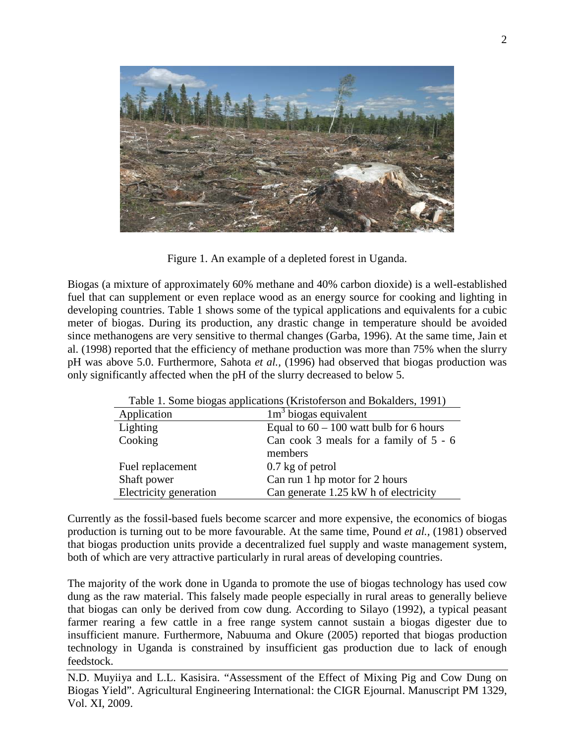Figure 1. An example of a depleted forest in Uganda.

Biogas (a mixture of approximately 60% methane and 40% carbon dioxide) is a well-established fuel that can supplement or even replace wood as an energy source for cooking and lighting in developing countries. Table 1 shows some of the typical applications and equivalents for a cubic meter of biogas. During its production, any drastic change in temperature should be avoided since methanogens are very sensitive to thermal changes (Garba, 1996). At the same time, Jain et al. (1998) reported that the efficiency of methane production was more than 75% when the slurry pH was above 5.0. Furthermore, Sahota *et al.,* (1996) had observed that biogas production was only significantly affected when the pH of the slurry decreased to below 5.

Table 1. Some biogas applications (Kristoferson and Bokalders, 1991)

| Application | $1m^3$ biogas equivalent |
|---|---|
| Lighting | Equal to 60 – 100 watt bulb for 6 hours |
| Cooking | Can cook 3 meals for a family of 5 - 6 members |
| Fuel replacement | 0.7 kg of petrol |
| Shaft power | Can run 1 hp motor for 2 hours |
| Electricity generation | Can generate 1.25 kW h of electricity |

Currently as the fossil-based fuels become scarcer and more expensive, the economics of biogas production is turning out to be more favourable. At the same time, Pound *et al.,* (1981) observed that biogas production units provide a decentralized fuel supply and waste management system, both of which are very attractive particularly in rural areas of developing countries.

The majority of the work done in Uganda to promote the use of biogas technology has used cow dung as the raw material. This falsely made people especially in rural areas to generally believe that biogas can only be derived from cow dung. According to Silayo (1992), a typical peasant farmer rearing a few cattle in a free range system cannot sustain a biogas digester due to insufficient manure. Furthermore, Nabuuma and Okure (2005) reported that biogas production technology in Uganda is constrained by insufficient gas production due to lack of enough feedstock.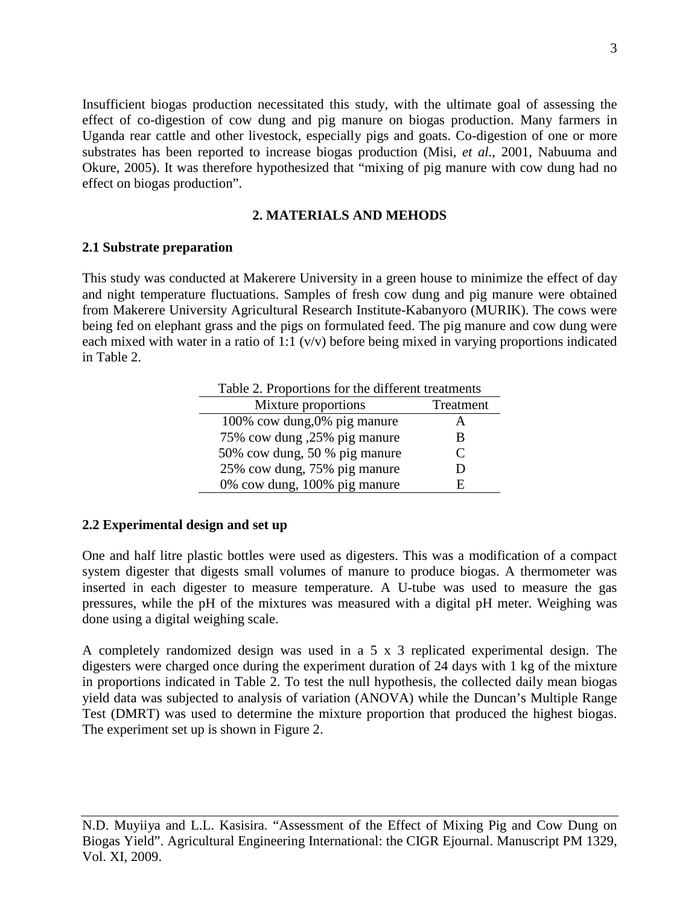Insufficient biogas production necessitated this study, with the ultimate goal of assessing the effect of co-digestion of cow dung and pig manure on biogas production. Many farmers in Uganda rear cattle and other livestock, especially pigs and goats. Co-digestion of one or more substrates has been reported to increase biogas production (Misi, *et al.*, 2001, Nabuuma and Okure, 2005). It was therefore hypothesized that "mixing of pig manure with cow dung had no effect on biogas production".

## 2. MATERIALS AND MEHODS

### 2.1 Substrate preparation

This study was conducted at Makerere University in a green house to minimize the effect of day and night temperature fluctuations. Samples of fresh cow dung and pig manure were obtained from Makerere University Agricultural Research Institute-Kabanyoro (MURIK). The cows were being fed on elephant grass and the pigs on formulated feed. The pig manure and cow dung were each mixed with water in a ratio of 1:1 (v/v) before being mixed in varying proportions indicated in Table 2.

Table 2. Proportions for the different treatments

| Mixture proportions | Treatment |
|---|---|
| 100% cow dung,0% pig manure | A |
| 75% cow dung ,25% pig manure | B |
| 50% cow dung, 50 % pig manure | C |
| 25% cow dung, 75% pig manure | D |
| 0% cow dung, 100% pig manure | E |

### 2.2 Experimental design and set up

One and half litre plastic bottles were used as digesters. This was a modification of a compact system digester that digests small volumes of manure to produce biogas. A thermometer was inserted in each digester to measure temperature. A U-tube was used to measure the gas pressures, while the pH of the mixtures was measured with a digital pH meter. Weighing was done using a digital weighing scale.

A completely randomized design was used in a 5 x 3 replicated experimental design. The digesters were charged once during the experiment duration of 24 days with 1 kg of the mixture in proportions indicated in Table 2. To test the null hypothesis, the collected daily mean biogas yield data was subjected to analysis of variation (ANOVA) while the Duncan's Multiple Range Test (DMRT) was used to determine the mixture proportion that produced the highest biogas. The experiment set up is shown in Figure 2.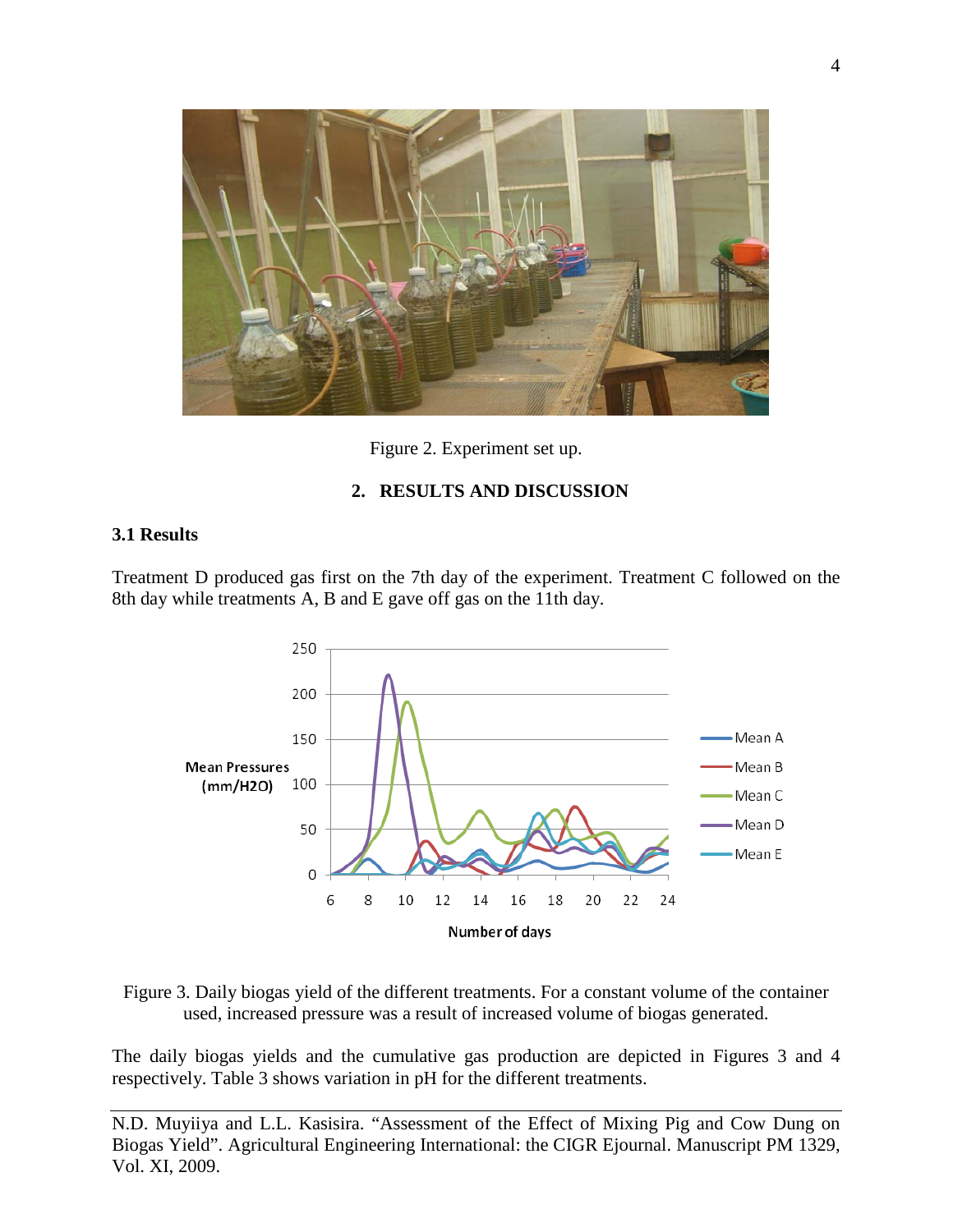Figure 2. Experiment set up.

## 2. RESULTS AND DISCUSSION

### 3.1 Results

Treatment D produced gas first on the 7th day of the experiment. Treatment C followed on the 8th day while treatments A, B and E gave off gas on the 11th day.

Figure 3. Daily biogas yield of the different treatments. For a constant volume of the container used, increased pressure was a result of increased volume of biogas generated.

The daily biogas yields and the cumulative gas production are depicted in Figures 3 and 4 respectively. Table 3 shows variation in pH for the different treatments.

N.D. Muyiiya and L.L. Kasisira. "Assessment of the Effect of Mixing Pig and Cow Dung on Biogas Yield". Agricultural Engineering International: the CIGR Ejournal. Manuscript PM 1329, Vol. XI, 2009.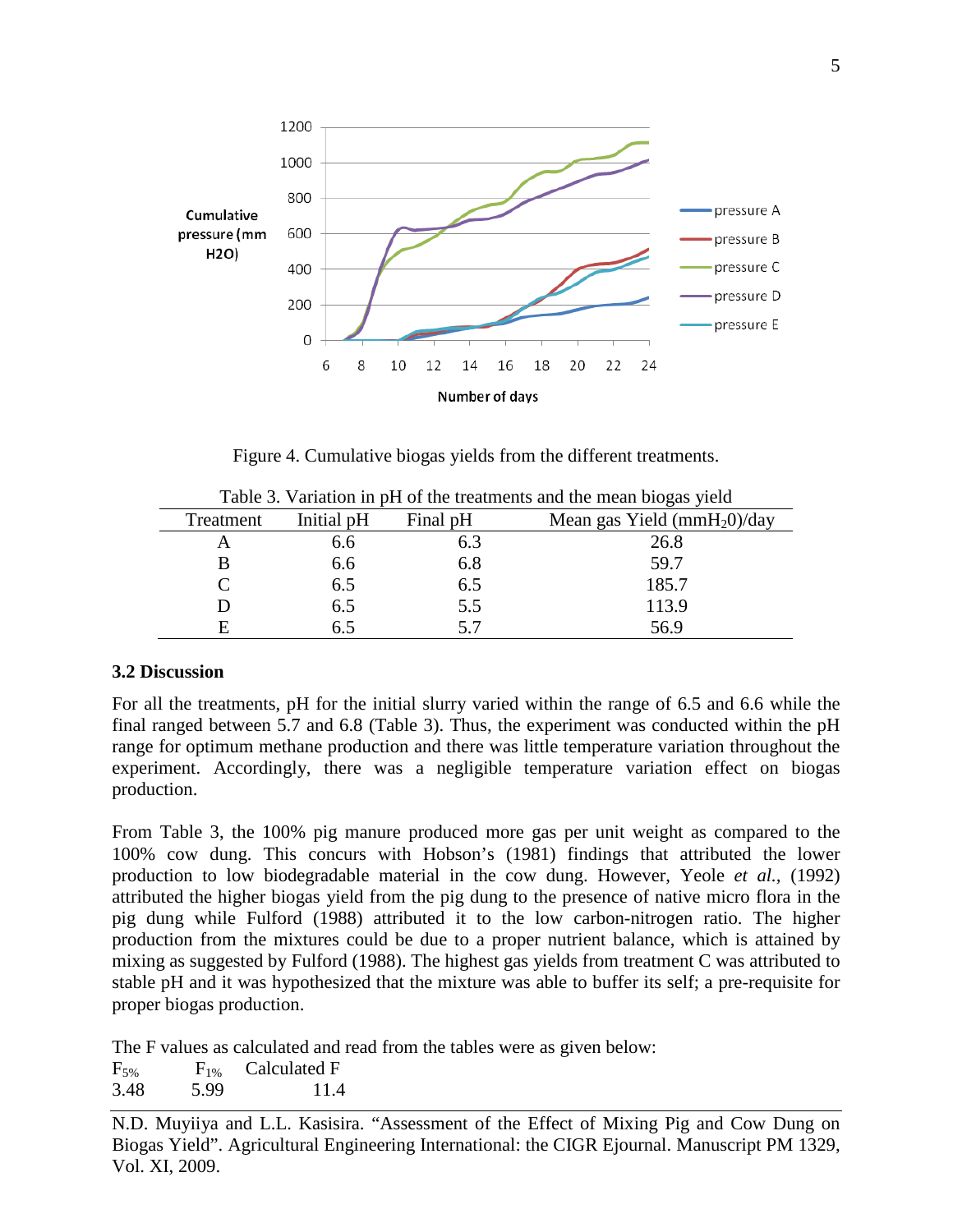Figure 4. Cumulative biogas yields from the different treatments.

Table 3. Variation in pH of the treatments and the mean biogas yield

| Treatment | Initial pH | Final pH | Mean gas Yield ($mmH_20$)/day |
|---|---|---|---|
| A | 6.6 | 6.3 | 26.8 |
| B | 6.6 | 6.8 | 59.7 |
| C | 6.5 | 6.5 | 185.7 |
| D | 6.5 | 5.5 | 113.9 |
| E | 6.5 | 5.7 | 56.9 |

### 3.2 Discussion

For all the treatments, pH for the initial slurry varied within the range of 6.5 and 6.6 while the final ranged between 5.7 and 6.8 (Table 3). Thus, the experiment was conducted within the pH range for optimum methane production and there was little temperature variation throughout the experiment. Accordingly, there was a negligible temperature variation effect on biogas production.

From Table 3, the 100% pig manure produced more gas per unit weight as compared to the 100% cow dung. This concurs with Hobson's (1981) findings that attributed the lower production to low biodegradable material in the cow dung. However, Yeole *et al.*, (1992) attributed the higher biogas yield from the pig dung to the presence of native micro flora in the pig dung while Fulford (1988) attributed it to the low carbon-nitrogen ratio. The higher production from the mixtures could be due to a proper nutrient balance, which is attained by mixing as suggested by Fulford (1988). The highest gas yields from treatment C was attributed to stable pH and it was hypothesized that the mixture was able to buffer its self; a pre-requisite for proper biogas production.

The F values as calculated and read from the tables were as given below:

| $F_{5\%}$ | $F_{1\%}$ | Calculated F |
|---|---|---|
| 3.48 | 5.99 | 11.4 |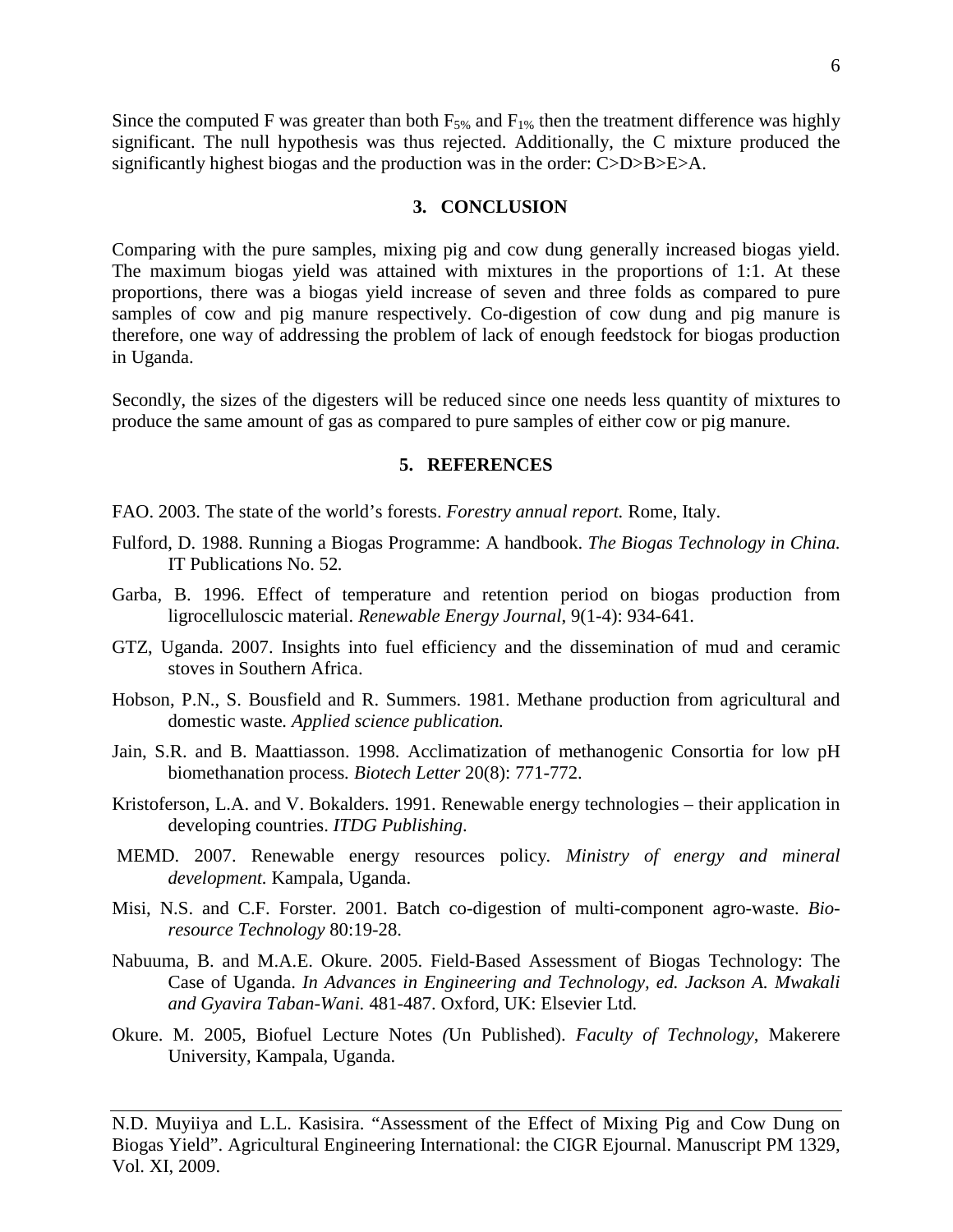Since the computed F was greater than both $F_{5\%}$ and $F_{1\%}$ then the treatment difference was highly significant. The null hypothesis was thus rejected. Additionally, the C mixture produced the significantly highest biogas and the production was in the order: C>D>B>E>A.

## 3. CONCLUSION

Comparing with the pure samples, mixing pig and cow dung generally increased biogas yield. The maximum biogas yield was attained with mixtures in the proportions of 1:1. At these proportions, there was a biogas yield increase of seven and three folds as compared to pure samples of cow and pig manure respectively. Co-digestion of cow dung and pig manure is therefore, one way of addressing the problem of lack of enough feedstock for biogas production in Uganda.

Secondly, the sizes of the digesters will be reduced since one needs less quantity of mixtures to produce the same amount of gas as compared to pure samples of either cow or pig manure.

## 5. REFERENCES

FAO. 2003. The state of the world's forests. *Forestry annual report.* Rome, Italy.

Fulford, D. 1988. Running a Biogas Programme: A handbook. *The Biogas Technology in China.* IT Publications No. 52.

Garba, B. 1996. Effect of temperature and retention period on biogas production from ligrocelluloscic material. *Renewable Energy Journal*, 9(1-4): 934-641.

GTZ, Uganda. 2007. Insights into fuel efficiency and the dissemination of mud and ceramic stoves in Southern Africa.

Hobson, P.N., S. Bousfield and R. Summers. 1981. Methane production from agricultural and domestic waste. *Applied science publication.*

Jain, S.R. and B. Maattiasson. 1998. Acclimatization of methanogenic Consortia for low pH biomethanation process. *Biotech Letter* 20(8): 771-772.

Kristoferson, L.A. and V. Bokalders. 1991. Renewable energy technologies – their application in developing countries. *ITDG Publishing*.

MEMD. 2007. Renewable energy resources policy. *Ministry of energy and mineral development.* Kampala, Uganda.

Misi, N.S. and C.F. Forster. 2001. Batch co-digestion of multi-component agro-waste. *Bio-resource Technology* 80:19-28.

Nabuuma, B. and M.A.E. Okure. 2005. Field-Based Assessment of Biogas Technology: The Case of Uganda. *In Advances in Engineering and Technology, ed. Jackson A. Mwakali and Gyavira Taban-Wani.* 481-487. Oxford, UK: Elsevier Ltd.

Okure. M. 2005, Biofuel Lecture Notes *(*Un Published). *Faculty of Technology*, Makerere University, Kampala, Uganda.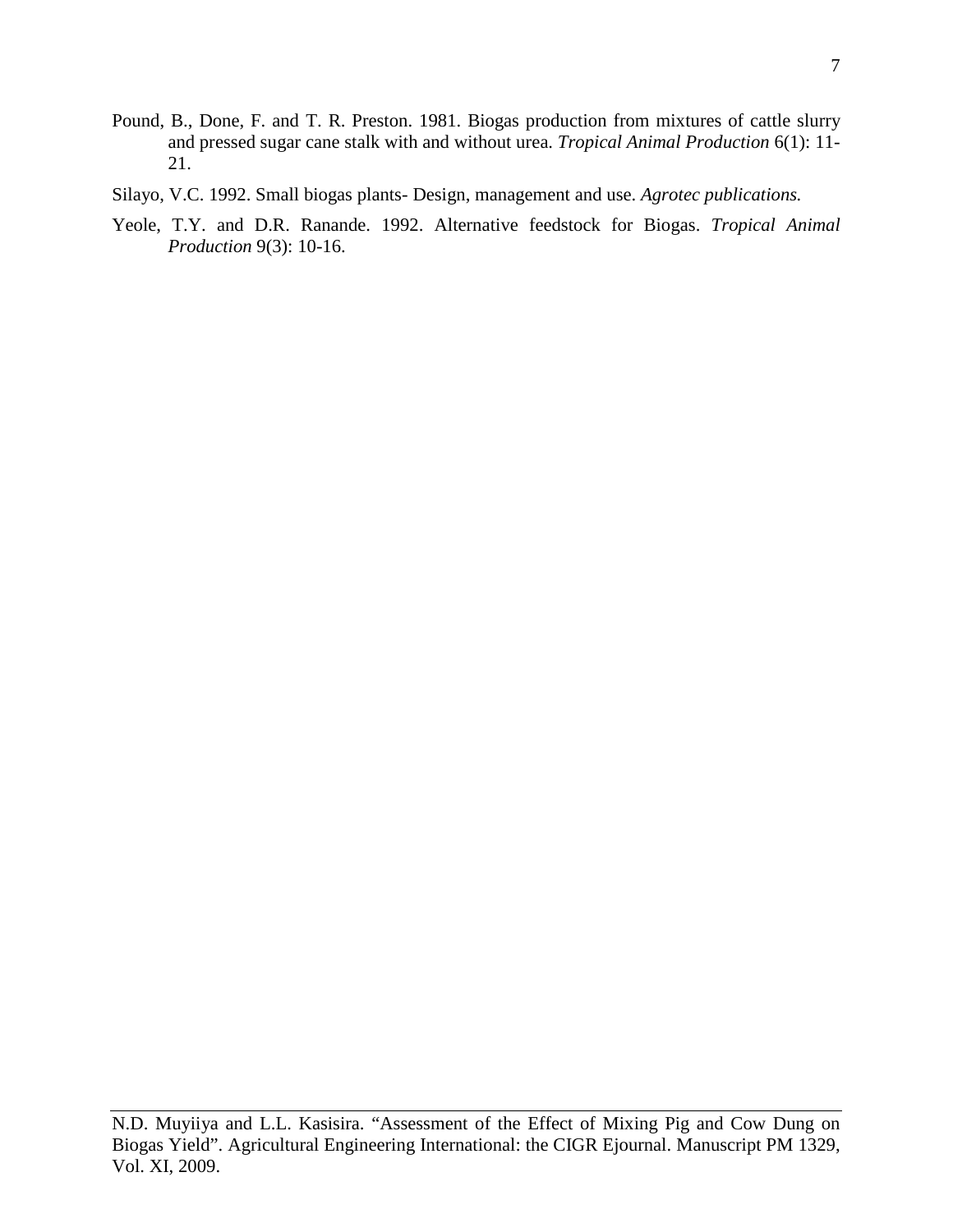Pound, B., Done, F. and T. R. Preston. 1981. Biogas production from mixtures of cattle slurry and pressed sugar cane stalk with and without urea. *Tropical Animal Production* 6(1): 11-21.

Silayo, V.C. 1992. Small biogas plants- Design, management and use. *Agrotec publications.*

Yeole, T.Y. and D.R. Ranande. 1992. Alternative feedstock for Biogas. *Tropical Animal Production* 9(3): 10-16.